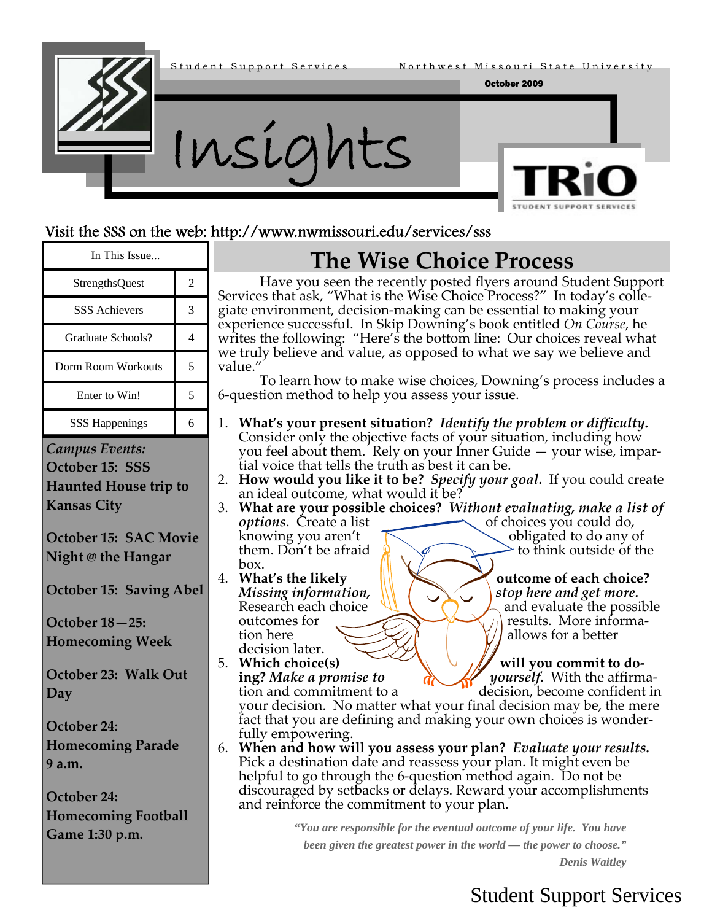Student Support Services — Northwest Missouri State University

October 2009

# Insights

TRiO Student Support Services

Visit the SSS on the web: http://www.nwmissouri.edu/services/sss

| In This Issue... | |
|---|---|
| StrengthsQuest | 2 |
| SSS Achievers | 3 |
| Graduate Schools? | 4 |
| Dorm Room Workouts | 5 |
| Enter to Win! | 5 |
| SSS Happenings | 6 |

***Campus Events:***

**October 15: SSS Haunted House trip to Kansas City**

**October 15: SAC Movie Night @ the Hangar**

**October 15: Saving Abel**

**October 18—25: Homecoming Week**

**October 23: Walk Out Day**

**October 24: Homecoming Parade 9 a.m.**

**October 24: Homecoming Football Game 1:30 p.m.**

## The Wise Choice Process

Have you seen the recently posted flyers around Student Support Services that ask, "What is the Wise Choice Process?" In today's collegiate environment, decision-making can be essential to making your experience successful. In Skip Downing's book entitled *On Course*, he writes the following: "Here's the bottom line: Our choices reveal what we truly believe and value, as opposed to what we say we believe and value."

To learn how to make wise choices, Downing's process includes a 6-question method to help you assess your issue.

1. **What's your present situation?** ***Identify the problem or difficulty.*** Consider only the objective facts of your situation, including how you feel about them. Rely on your Inner Guide — your wise, impartial voice that tells the truth as best it can be.
2. **How would you like it to be?** ***Specify your goal.*** If you could create an ideal outcome, what would it be?
3. **What are your possible choices?** ***Without evaluating, make a list of options***. Create a list of choices you could do, knowing you aren't obligated to do any of them. Don't be afraid to think outside of the box.
4. **What's the likely outcome of each choice?** ***Missing information, stop here and get more.*** Research each choice and evaluate the possible outcomes for results. More information here allows for a better decision later.
5. **Which choice(s) will you commit to doing?** ***Make a promise to yourself.*** With the affirmation and commitment to a decision, become confident in your decision. No matter what your final decision may be, the mere fact that you are defining and making your own choices is wonderfully empowering.
6. **When and how will you assess your plan?** ***Evaluate your results.*** Pick a destination date and reassess your plan. It might even be helpful to go through the 6-question method again. Do not be discouraged by setbacks or delays. Reward your accomplishments and reinforce the commitment to your plan.

> ***"You are responsible for the eventual outcome of your life. You have been given the greatest power in the world — the power to choose."***
>
> ***Denis Waitley***

Student Support Services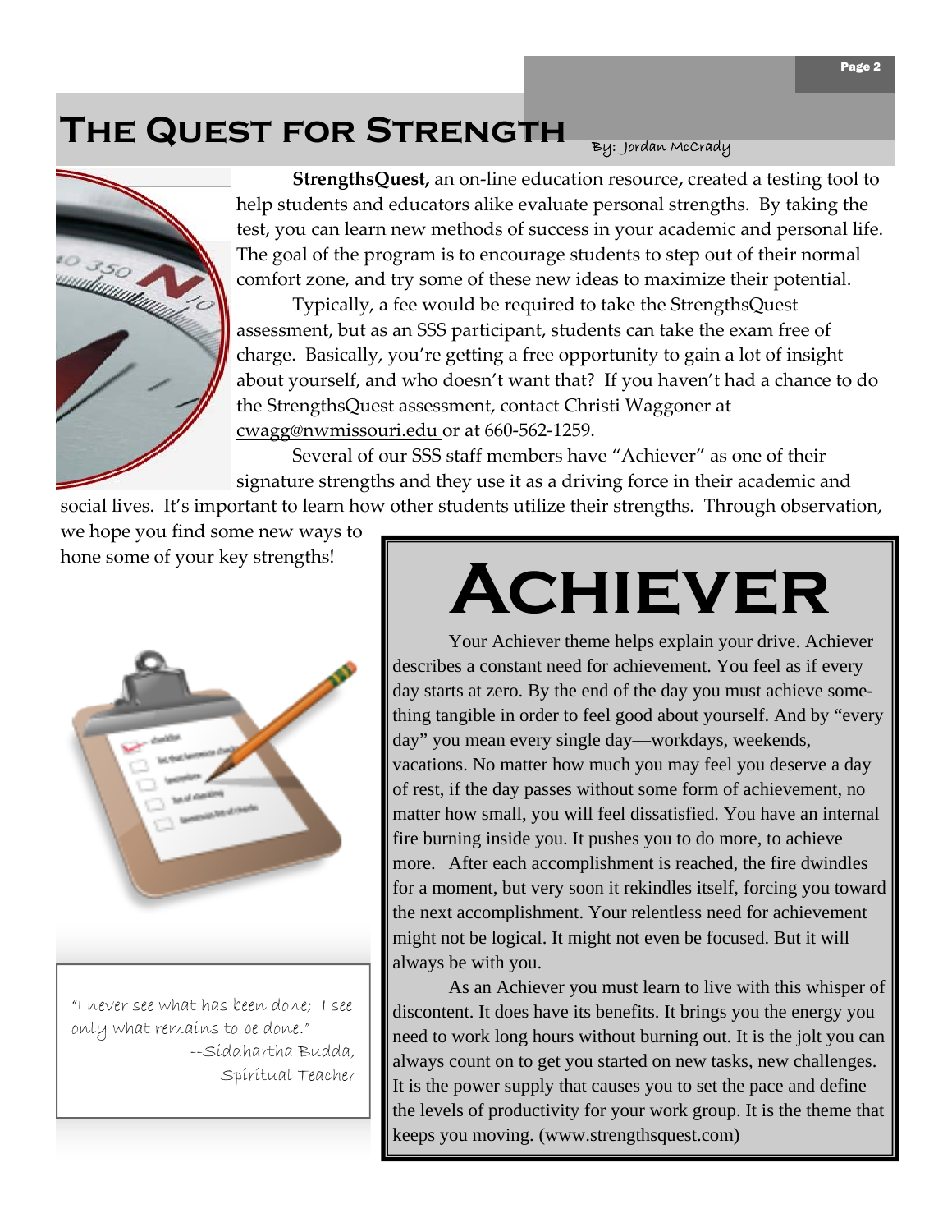# The Quest for Strength

By: Jordan McCrady

**StrengthsQuest,** an on-line education resource**,** created a testing tool to help students and educators alike evaluate personal strengths. By taking the test, you can learn new methods of success in your academic and personal life. The goal of the program is to encourage students to step out of their normal comfort zone, and try some of these new ideas to maximize their potential.

Typically, a fee would be required to take the StrengthsQuest assessment, but as an SSS participant, students can take the exam free of charge. Basically, you're getting a free opportunity to gain a lot of insight about yourself, and who doesn't want that? If you haven't had a chance to do the StrengthsQuest assessment, contact Christi Waggoner at cwagg@nwmissouri.edu or at 660-562-1259.

Several of our SSS staff members have "Achiever" as one of their signature strengths and they use it as a driving force in their academic and social lives. It's important to learn how other students utilize their strengths. Through observation, we hope you find some new ways to hone some of your key strengths!

> "I never see what has been done; I see only what remains to be done."
> --Siddhartha Budda, Spiritual Teacher

## Achiever

Your Achiever theme helps explain your drive. Achiever describes a constant need for achievement. You feel as if every day starts at zero. By the end of the day you must achieve something tangible in order to feel good about yourself. And by "every day" you mean every single day—workdays, weekends, vacations. No matter how much you may feel you deserve a day of rest, if the day passes without some form of achievement, no matter how small, you will feel dissatisfied. You have an internal fire burning inside you. It pushes you to do more, to achieve more. After each accomplishment is reached, the fire dwindles for a moment, but very soon it rekindles itself, forcing you toward the next accomplishment. Your relentless need for achievement might not be logical. It might not even be focused. But it will always be with you.

As an Achiever you must learn to live with this whisper of discontent. It does have its benefits. It brings you the energy you need to work long hours without burning out. It is the jolt you can always count on to get you started on new tasks, new challenges. It is the power supply that causes you to set the pace and define the levels of productivity for your work group. It is the theme that keeps you moving. (www.strengthsquest.com)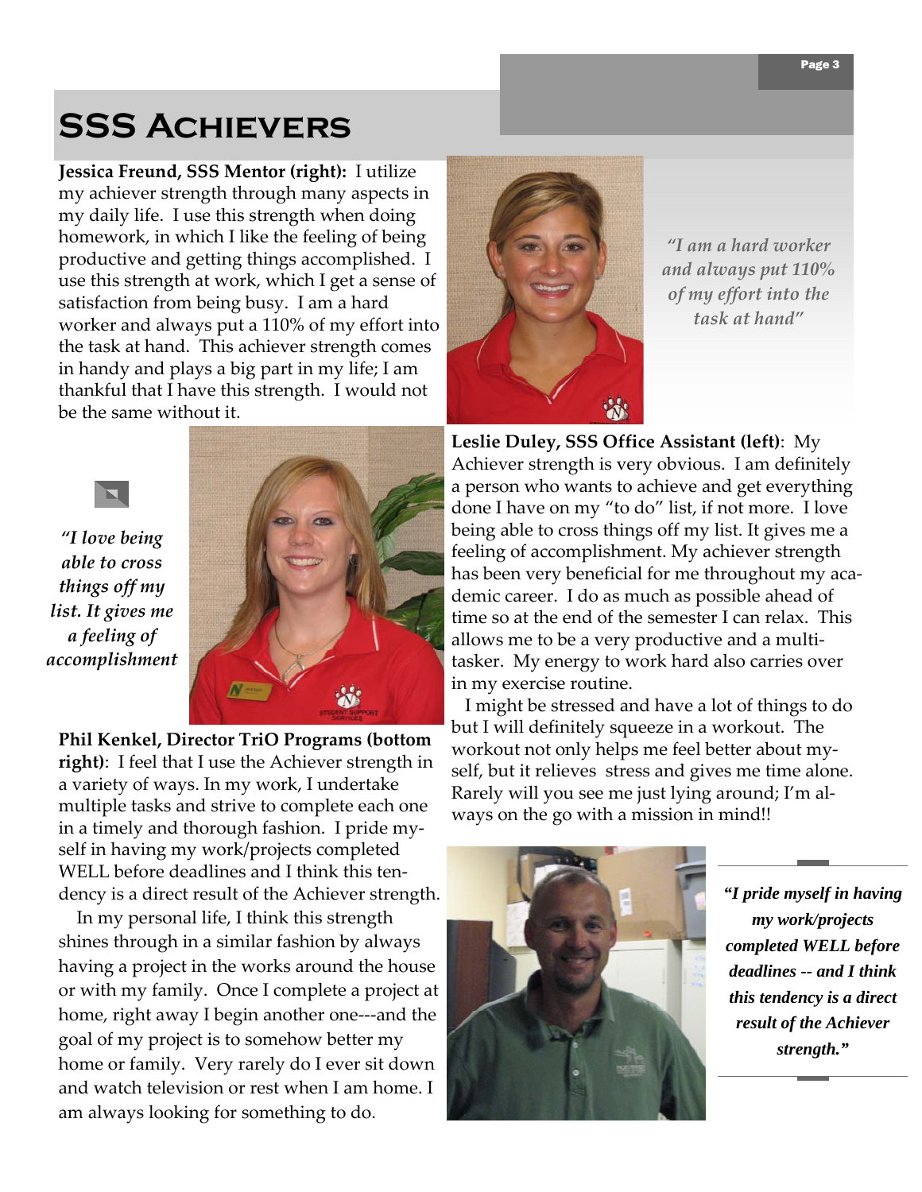# SSS Achievers

**Jessica Freund, SSS Mentor (right):** I utilize my achiever strength through many aspects in my daily life. I use this strength when doing homework, in which I like the feeling of being productive and getting things accomplished. I use this strength at work, which I get a sense of satisfaction from being busy. I am a hard worker and always put a 110% of my effort into the task at hand. This achiever strength comes in handy and plays a big part in my life; I am thankful that I have this strength. I would not be the same without it.

*"I am a hard worker and always put 110% of my effort into the task at hand"*

**Leslie Duley, SSS Office Assistant (left)**: My Achiever strength is very obvious. I am definitely a person who wants to achieve and get everything done I have on my "to do" list, if not more. I love being able to cross things off my list. It gives me a feeling of accomplishment. My achiever strength has been very beneficial for me throughout my academic career. I do as much as possible ahead of time so at the end of the semester I can relax. This allows me to be a very productive and a multi-tasker. My energy to work hard also carries over in my exercise routine.

I might be stressed and have a lot of things to do but I will definitely squeeze in a workout. The workout not only helps me feel better about myself, but it relieves stress and gives me time alone. Rarely will you see me just lying around; I'm always on the go with a mission in mind!!

*"I love being able to cross things off my list. It gives me a feeling of accomplishment*

**Phil Kenkel, Director TriO Programs (bottom right)**: I feel that I use the Achiever strength in a variety of ways. In my work, I undertake multiple tasks and strive to complete each one in a timely and thorough fashion. I pride myself in having my work/projects completed WELL before deadlines and I think this tendency is a direct result of the Achiever strength.

In my personal life, I think this strength shines through in a similar fashion by always having a project in the works around the house or with my family. Once I complete a project at home, right away I begin another one---and the goal of my project is to somehow better my home or family. Very rarely do I ever sit down and watch television or rest when I am home. I am always looking for something to do.

***"I pride myself in having my work/projects completed WELL before deadlines -- and I think this tendency is a direct result of the Achiever strength."***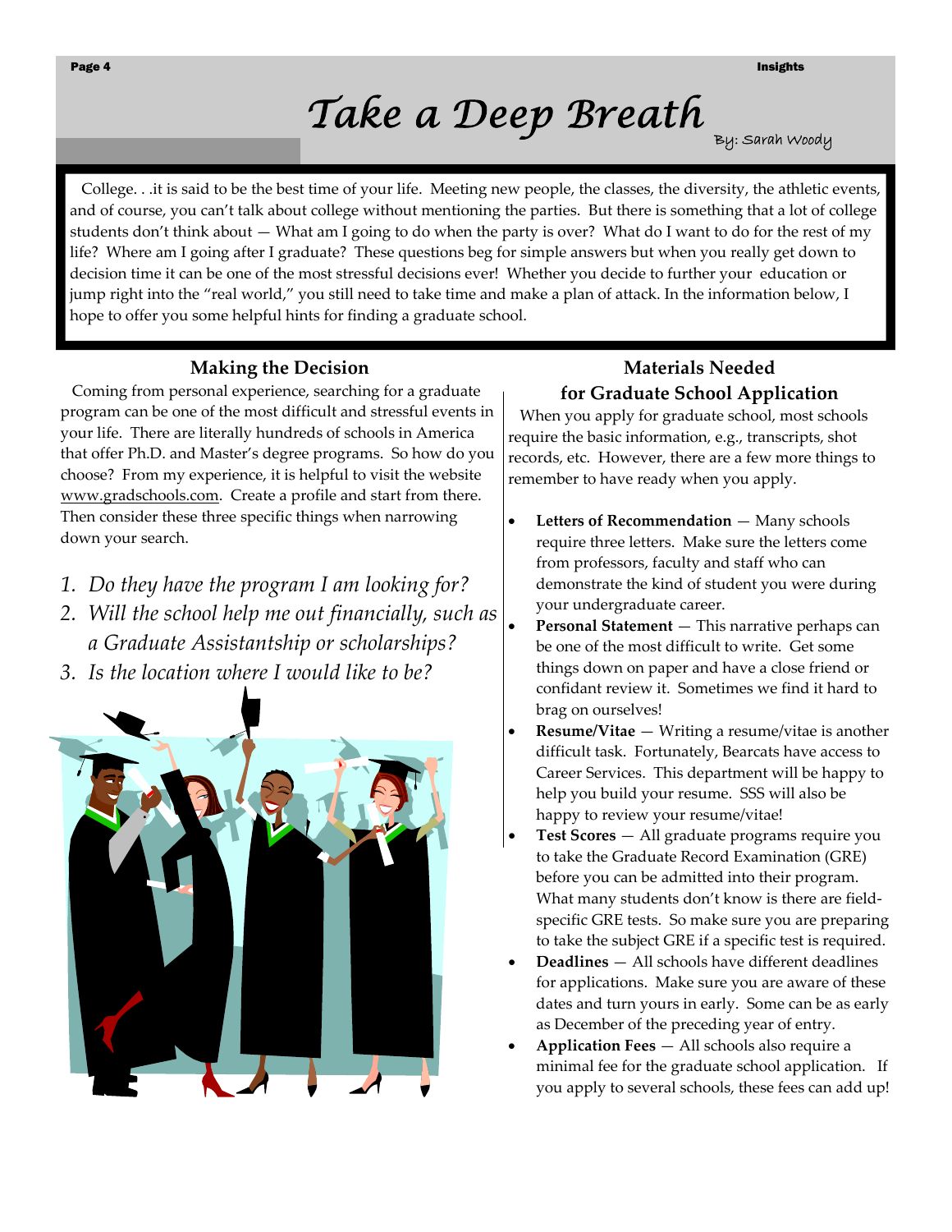# Take a Deep Breath

By: Sarah Woody

College. . .it is said to be the best time of your life. Meeting new people, the classes, the diversity, the athletic events, and of course, you can't talk about college without mentioning the parties. But there is something that a lot of college students don't think about — What am I going to do when the party is over? What do I want to do for the rest of my life? Where am I going after I graduate? These questions beg for simple answers but when you really get down to decision time it can be one of the most stressful decisions ever! Whether you decide to further your education or jump right into the "real world," you still need to take time and make a plan of attack. In the information below, I hope to offer you some helpful hints for finding a graduate school.

## Making the Decision

Coming from personal experience, searching for a graduate program can be one of the most difficult and stressful events in your life. There are literally hundreds of schools in America that offer Ph.D. and Master's degree programs. So how do you choose? From my experience, it is helpful to visit the website www.gradschools.com. Create a profile and start from there. Then consider these three specific things when narrowing down your search.

1. *Do they have the program I am looking for?*
2. *Will the school help me out financially, such as a Graduate Assistantship or scholarships?*
3. *Is the location where I would like to be?*

## Materials Needed for Graduate School Application

When you apply for graduate school, most schools require the basic information, e.g., transcripts, shot records, etc. However, there are a few more things to remember to have ready when you apply.

- **Letters of Recommendation** — Many schools require three letters. Make sure the letters come from professors, faculty and staff who can demonstrate the kind of student you were during your undergraduate career.
- **Personal Statement** — This narrative perhaps can be one of the most difficult to write. Get some things down on paper and have a close friend or confidant review it. Sometimes we find it hard to brag on ourselves!
- **Resume/Vitae** — Writing a resume/vitae is another difficult task. Fortunately, Bearcats have access to Career Services. This department will be happy to help you build your resume. SSS will also be happy to review your resume/vitae!
- **Test Scores** — All graduate programs require you to take the Graduate Record Examination (GRE) before you can be admitted into their program. What many students don't know is there are field-specific GRE tests. So make sure you are preparing to take the subject GRE if a specific test is required.
- **Deadlines** — All schools have different deadlines for applications. Make sure you are aware of these dates and turn yours in early. Some can be as early as December of the preceding year of entry.
- **Application Fees** — All schools also require a minimal fee for the graduate school application. If you apply to several schools, these fees can add up!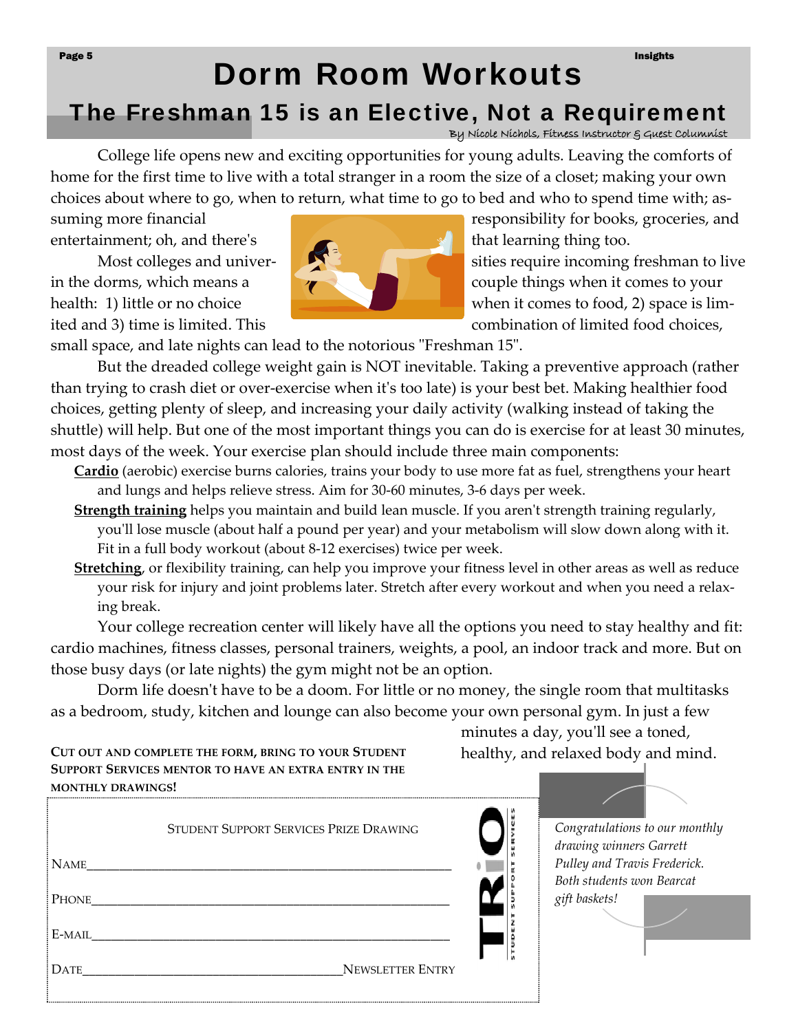# Dorm Room Workouts

## The Freshman 15 is an Elective, Not a Requirement

By Nicole Nichols, Fitness Instructor & Guest Columnist

College life opens new and exciting opportunities for young adults. Leaving the comforts of home for the first time to live with a total stranger in a room the size of a closet; making your own choices about where to go, when to return, what time to go to bed and who to spend time with; assuming more financial responsibility for books, groceries, and entertainment; oh, and there's that learning thing too.

Most colleges and universities require incoming freshman to live in the dorms, which means a couple things when it comes to your health: 1) little or no choice when it comes to food, 2) space is limited and 3) time is limited. This combination of limited food choices, small space, and late nights can lead to the notorious "Freshman 15".

But the dreaded college weight gain is NOT inevitable. Taking a preventive approach (rather than trying to crash diet or over-exercise when it's too late) is your best bet. Making healthier food choices, getting plenty of sleep, and increasing your daily activity (walking instead of taking the shuttle) will help. But one of the most important things you can do is exercise for at least 30 minutes, most days of the week. Your exercise plan should include three main components:

**Cardio** (aerobic) exercise burns calories, trains your body to use more fat as fuel, strengthens your heart and lungs and helps relieve stress. Aim for 30-60 minutes, 3-6 days per week.

**Strength training** helps you maintain and build lean muscle. If you aren't strength training regularly, you'll lose muscle (about half a pound per year) and your metabolism will slow down along with it. Fit in a full body workout (about 8-12 exercises) twice per week.

**Stretching**, or flexibility training, can help you improve your fitness level in other areas as well as reduce your risk for injury and joint problems later. Stretch after every workout and when you need a relaxing break.

Your college recreation center will likely have all the options you need to stay healthy and fit: cardio machines, fitness classes, personal trainers, weights, a pool, an indoor track and more. But on those busy days (or late nights) the gym might not be an option.

Dorm life doesn't have to be a doom. For little or no money, the single room that multitasks as a bedroom, study, kitchen and lounge can also become your own personal gym. In just a few minutes a day, you'll see a toned, healthy, and relaxed body and mind.

**CUT OUT AND COMPLETE THE FORM, BRING TO YOUR STUDENT SUPPORT SERVICES MENTOR TO HAVE AN EXTRA ENTRY IN THE MONTHLY DRAWINGS!**

STUDENT SUPPORT SERVICES PRIZE DRAWING

NAME\_\_\_\_\_\_\_\_\_\_\_\_\_\_\_\_\_\_\_\_\_\_\_\_\_\_\_\_\_\_\_\_\_\_\_\_\_\_\_\_

PHONE\_\_\_\_\_\_\_\_\_\_\_\_\_\_\_\_\_\_\_\_\_\_\_\_\_\_\_\_\_\_\_\_\_\_\_\_\_\_\_

E-MAIL\_\_\_\_\_\_\_\_\_\_\_\_\_\_\_\_\_\_\_\_\_\_\_\_\_\_\_\_\_\_\_\_\_\_\_\_\_\_

DATE\_\_\_\_\_\_\_\_\_\_\_\_\_\_\_\_\_\_\_\_\_\_\_\_\_\_\_\_\_\_ NEWSLETTER ENTRY

TRIO STUDENT SUPPORT SERVICES

*Congratulations to our monthly drawing winners Garrett Pulley and Travis Frederick. Both students won Bearcat gift baskets!*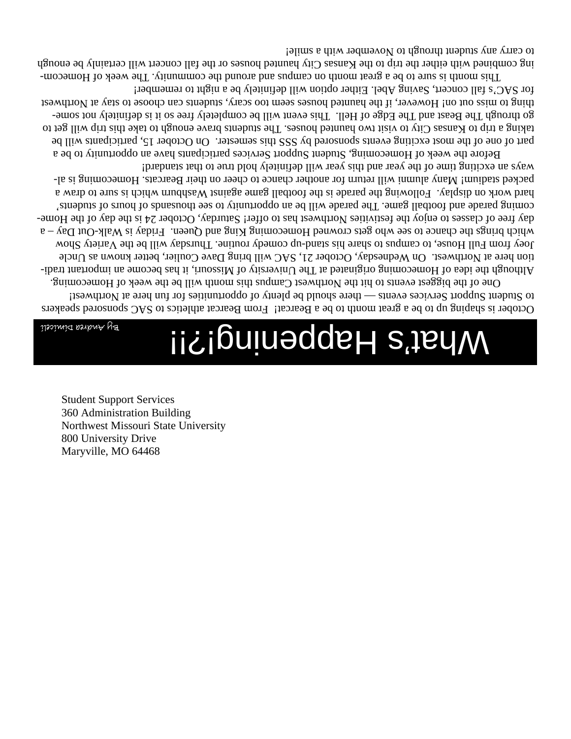# What's Happening!?!!

*By Andrea Dimiceli*

October is shaping up to be a great month to be a Bearcat! From Bearcat athletics to SAC sponsored speakers to Student Support Services events — there should be plenty of opportunities for fun here at Northwest!

One of the biggest events to hit the Northwest Campus this month will be the week of Homecoming. Although the idea of Homecoming originated at The University of Missouri, it has become an important tradition here at Northwest. On Wednesday, October 21, SAC will bring Dave Coulier, better known as Uncle Joey from Full House, to campus to share his stand-up comedy routine. Thursday will be the Variety Show which brings the chance to see who gets crowned Homecoming King and Queen. Friday is Walk-Out Day – a day free of classes to enjoy the festivities Northwest has to offer! Saturday, October 24 is the day of the Homecoming parade and football game. The parade will be an opportunity to see thousands of hours of students' hard work on display. Following the parade is the football game against Washburn which is sure to draw a packed stadium! Many alumni will return for another chance to cheer on their Bearcats. Homecoming is always an exciting time of the year and this year will definitely hold true to that standard!

Before the week of Homecoming, Student Support Services participants have an opportunity to be a part of one of the most exciting events sponsored by SSS this semester. On October 15, participants will be taking a trip to Kansas City to visit two haunted houses. The students brave enough to take this trip will get to go through The Beast and The Edge of Hell. This event will be completely free so it is definitely not something to miss out on! However, if the haunted houses seem too scary, students can choose to stay at Northwest for SAC's fall concert, Saving Abel. Either option will definitely be a night to remember!

This month is sure to be a great month on campus and around the community. The week of Homecoming combined with either the trip to the Kansas City haunted houses or the fall concert will certainly be enough to carry any student through to November with a smile!

Student Support Services
360 Administration Building
Northwest Missouri State University
800 University Drive
Maryville, MO 64468